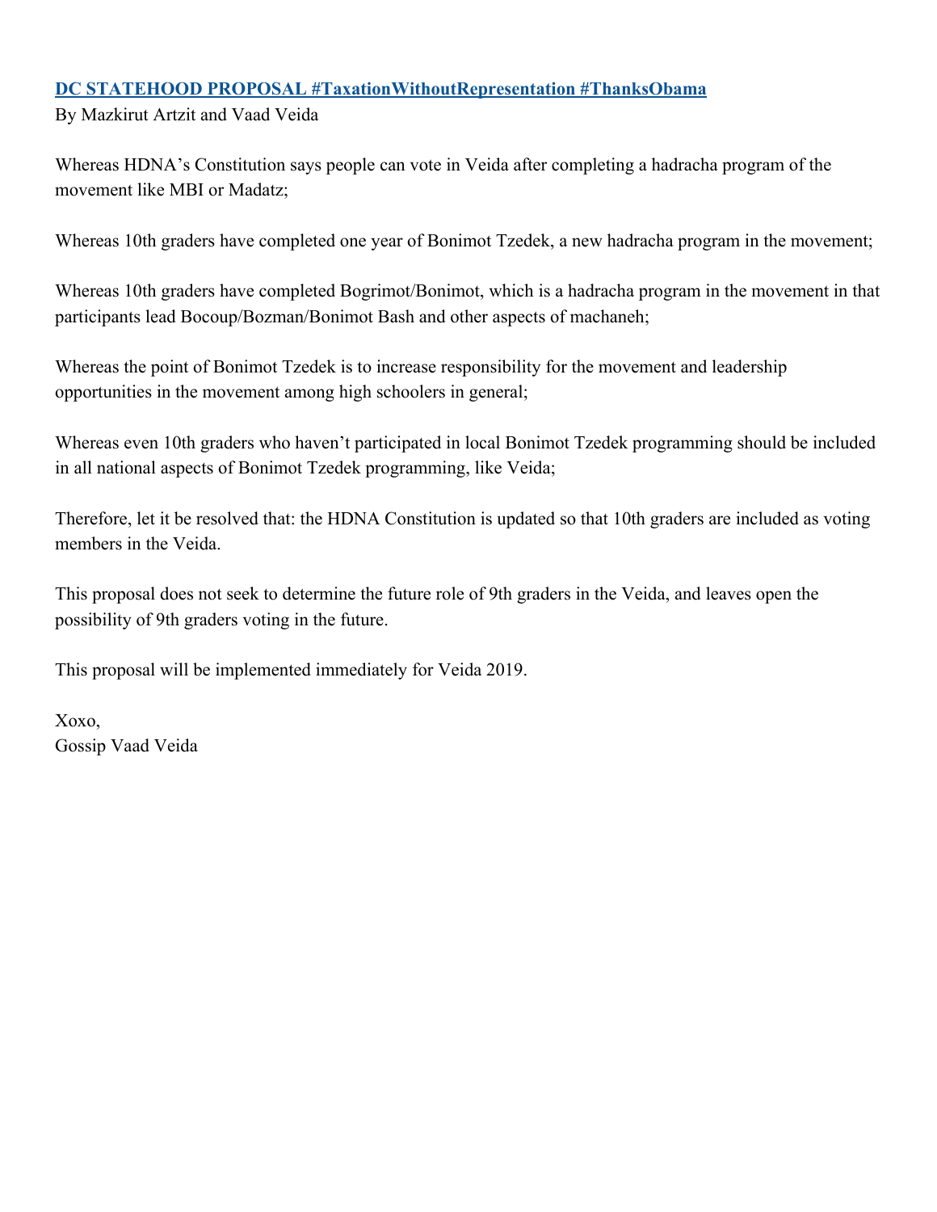# [DC STATEHOOD PROPOSAL #TaxationWithoutRepresentation #ThanksObama]

By Mazkirut Artzit and Vaad Veida

Whereas HDNA's Constitution says people can vote in Veida after completing a hadracha program of the movement like MBI or Madatz;

Whereas 10th graders have completed one year of Bonimot Tzedek, a new hadracha program in the movement;

Whereas 10th graders have completed Bogrimot/Bonimot, which is a hadracha program in the movement in that participants lead Bocoup/Bozman/Bonimot Bash and other aspects of machaneh;

Whereas the point of Bonimot Tzedek is to increase responsibility for the movement and leadership opportunities in the movement among high schoolers in general;

Whereas even 10th graders who haven't participated in local Bonimot Tzedek programming should be included in all national aspects of Bonimot Tzedek programming, like Veida;

Therefore, let it be resolved that: the HDNA Constitution is updated so that 10th graders are included as voting members in the Veida.

This proposal does not seek to determine the future role of 9th graders in the Veida, and leaves open the possibility of 9th graders voting in the future.

This proposal will be implemented immediately for Veida 2019.

Xoxo,
Gossip Vaad Veida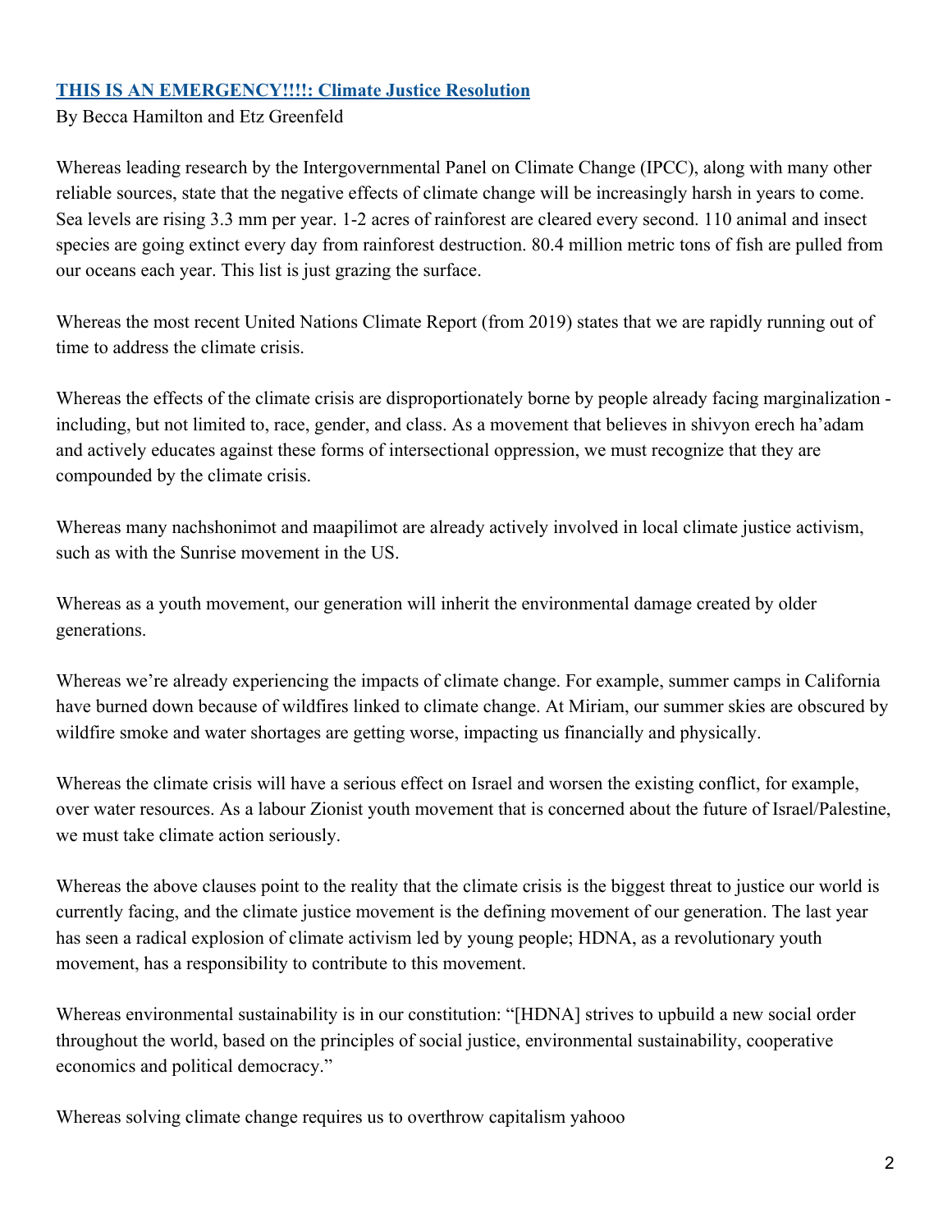## [THIS IS AN EMERGENCY!!!!: Climate Justice Resolution]

By Becca Hamilton and Etz Greenfeld

Whereas leading research by the Intergovernmental Panel on Climate Change (IPCC), along with many other reliable sources, state that the negative effects of climate change will be increasingly harsh in years to come. Sea levels are rising 3.3 mm per year. 1-2 acres of rainforest are cleared every second. 110 animal and insect species are going extinct every day from rainforest destruction. 80.4 million metric tons of fish are pulled from our oceans each year. This list is just grazing the surface.

Whereas the most recent United Nations Climate Report (from 2019) states that we are rapidly running out of time to address the climate crisis.

Whereas the effects of the climate crisis are disproportionately borne by people already facing marginalization - including, but not limited to, race, gender, and class. As a movement that believes in shivyon erech ha'adam and actively educates against these forms of intersectional oppression, we must recognize that they are compounded by the climate crisis.

Whereas many nachshonimot and maapilimot are already actively involved in local climate justice activism, such as with the Sunrise movement in the US.

Whereas as a youth movement, our generation will inherit the environmental damage created by older generations.

Whereas we're already experiencing the impacts of climate change. For example, summer camps in California have burned down because of wildfires linked to climate change. At Miriam, our summer skies are obscured by wildfire smoke and water shortages are getting worse, impacting us financially and physically.

Whereas the climate crisis will have a serious effect on Israel and worsen the existing conflict, for example, over water resources. As a labour Zionist youth movement that is concerned about the future of Israel/Palestine, we must take climate action seriously.

Whereas the above clauses point to the reality that the climate crisis is the biggest threat to justice our world is currently facing, and the climate justice movement is the defining movement of our generation. The last year has seen a radical explosion of climate activism led by young people; HDNA, as a revolutionary youth movement, has a responsibility to contribute to this movement.

Whereas environmental sustainability is in our constitution: "[HDNA] strives to upbuild a new social order throughout the world, based on the principles of social justice, environmental sustainability, cooperative economics and political democracy."

Whereas solving climate change requires us to overthrow capitalism yahooo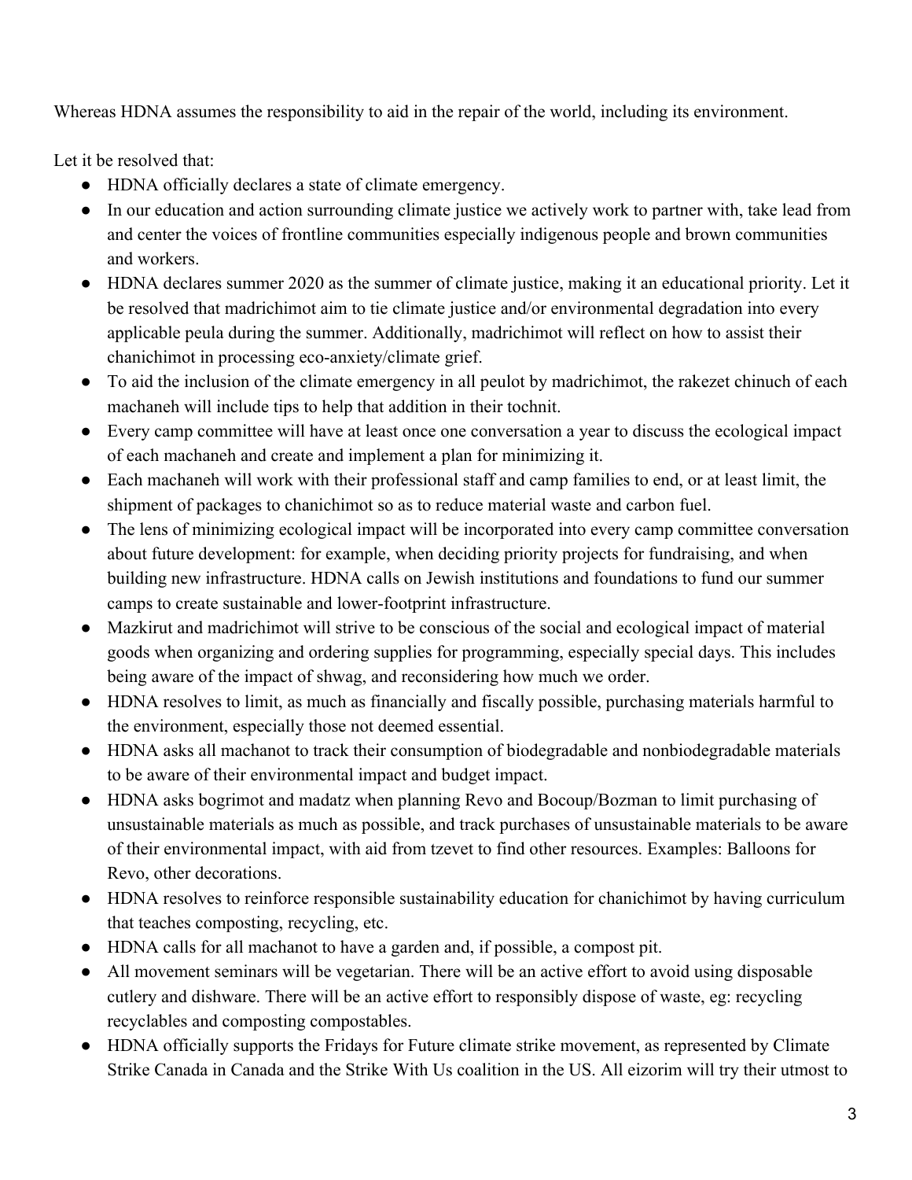Whereas HDNA assumes the responsibility to aid in the repair of the world, including its environment.

Let it be resolved that:

- HDNA officially declares a state of climate emergency.
- In our education and action surrounding climate justice we actively work to partner with, take lead from and center the voices of frontline communities especially indigenous people and brown communities and workers.
- HDNA declares summer 2020 as the summer of climate justice, making it an educational priority. Let it be resolved that madrichimot aim to tie climate justice and/or environmental degradation into every applicable peula during the summer. Additionally, madrichimot will reflect on how to assist their chanichimot in processing eco-anxiety/climate grief.
- To aid the inclusion of the climate emergency in all peulot by madrichimot, the rakezet chinuch of each machaneh will include tips to help that addition in their tochnit.
- Every camp committee will have at least once one conversation a year to discuss the ecological impact of each machaneh and create and implement a plan for minimizing it.
- Each machaneh will work with their professional staff and camp families to end, or at least limit, the shipment of packages to chanichimot so as to reduce material waste and carbon fuel.
- The lens of minimizing ecological impact will be incorporated into every camp committee conversation about future development: for example, when deciding priority projects for fundraising, and when building new infrastructure. HDNA calls on Jewish institutions and foundations to fund our summer camps to create sustainable and lower-footprint infrastructure.
- Mazkirut and madrichimot will strive to be conscious of the social and ecological impact of material goods when organizing and ordering supplies for programming, especially special days. This includes being aware of the impact of shwag, and reconsidering how much we order.
- HDNA resolves to limit, as much as financially and fiscally possible, purchasing materials harmful to the environment, especially those not deemed essential.
- HDNA asks all machanot to track their consumption of biodegradable and nonbiodegradable materials to be aware of their environmental impact and budget impact.
- HDNA asks bogrimot and madatz when planning Revo and Bocoup/Bozman to limit purchasing of unsustainable materials as much as possible, and track purchases of unsustainable materials to be aware of their environmental impact, with aid from tzevet to find other resources. Examples: Balloons for Revo, other decorations.
- HDNA resolves to reinforce responsible sustainability education for chanichimot by having curriculum that teaches composting, recycling, etc.
- HDNA calls for all machanot to have a garden and, if possible, a compost pit.
- All movement seminars will be vegetarian. There will be an active effort to avoid using disposable cutlery and dishware. There will be an active effort to responsibly dispose of waste, eg: recycling recyclables and composting compostables.
- HDNA officially supports the Fridays for Future climate strike movement, as represented by Climate Strike Canada in Canada and the Strike With Us coalition in the US. All eizorim will try their utmost to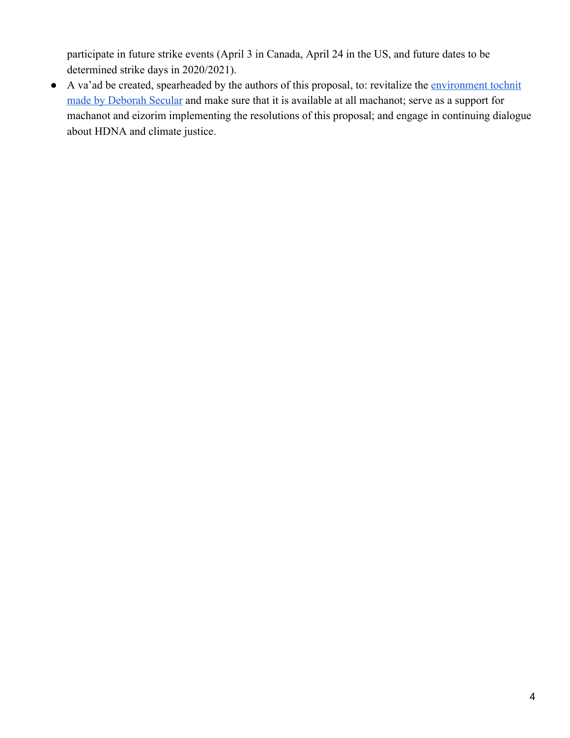participate in future strike events (April 3 in Canada, April 24 in the US, and future dates to be determined strike days in 2020/2021).

- A va'ad be created, spearheaded by the authors of this proposal, to: revitalize the environment tochnit made by Deborah Secular and make sure that it is available at all machanot; serve as a support for machanot and eizorim implementing the resolutions of this proposal; and engage in continuing dialogue about HDNA and climate justice.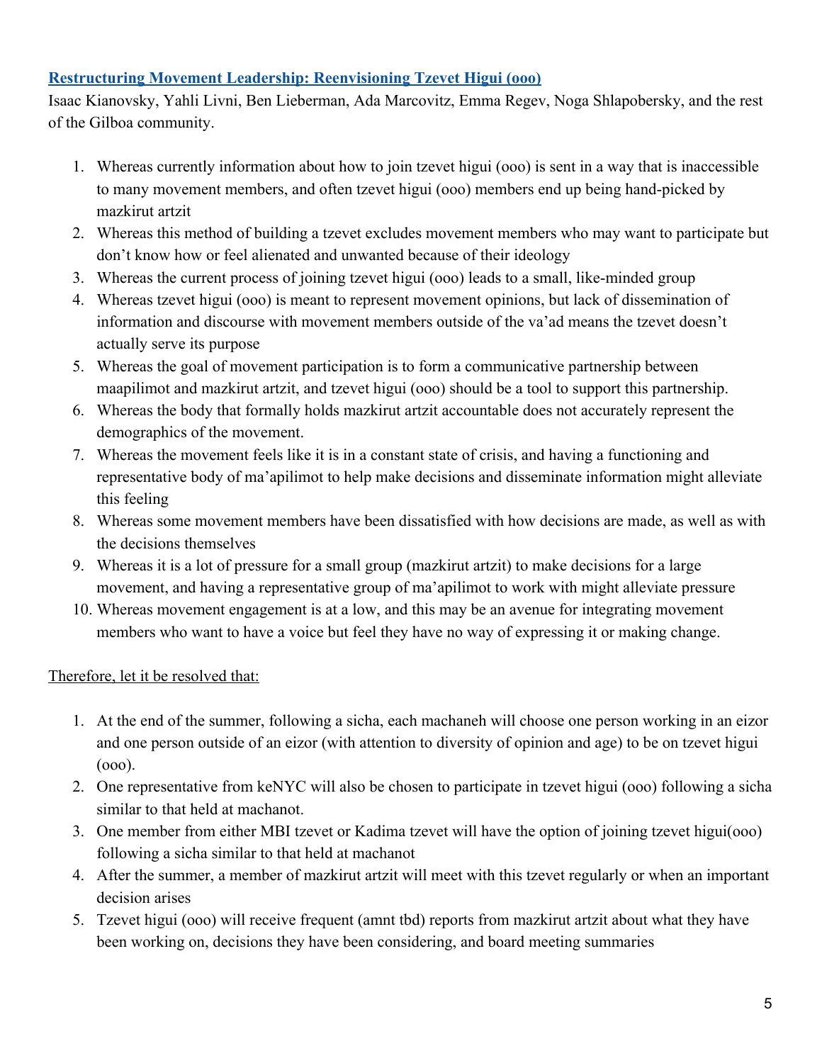## [Restructuring Movement Leadership: Reenvisioning Tzevet Higui (ooo)]

Isaac Kianovsky, Yahli Livni, Ben Lieberman, Ada Marcovitz, Emma Regev, Noga Shlapobersky, and the rest of the Gilboa community.

1. Whereas currently information about how to join tzevet higui (ooo) is sent in a way that is inaccessible to many movement members, and often tzevet higui (ooo) members end up being hand-picked by mazkirut artzit
2. Whereas this method of building a tzevet excludes movement members who may want to participate but don't know how or feel alienated and unwanted because of their ideology
3. Whereas the current process of joining tzevet higui (ooo) leads to a small, like-minded group
4. Whereas tzevet higui (ooo) is meant to represent movement opinions, but lack of dissemination of information and discourse with movement members outside of the va'ad means the tzevet doesn't actually serve its purpose
5. Whereas the goal of movement participation is to form a communicative partnership between maapilimot and mazkirut artzit, and tzevet higui (ooo) should be a tool to support this partnership.
6. Whereas the body that formally holds mazkirut artzit accountable does not accurately represent the demographics of the movement.
7. Whereas the movement feels like it is in a constant state of crisis, and having a functioning and representative body of ma'apilimot to help make decisions and disseminate information might alleviate this feeling
8. Whereas some movement members have been dissatisfied with how decisions are made, as well as with the decisions themselves
9. Whereas it is a lot of pressure for a small group (mazkirut artzit) to make decisions for a large movement, and having a representative group of ma'apilimot to work with might alleviate pressure
10. Whereas movement engagement is at a low, and this may be an avenue for integrating movement members who want to have a voice but feel they have no way of expressing it or making change.

Therefore, let it be resolved that:

1. At the end of the summer, following a sicha, each machaneh will choose one person working in an eizor and one person outside of an eizor (with attention to diversity of opinion and age) to be on tzevet higui (ooo).
2. One representative from keNYC will also be chosen to participate in tzevet higui (ooo) following a sicha similar to that held at machanot.
3. One member from either MBI tzevet or Kadima tzevet will have the option of joining tzevet higui(ooo) following a sicha similar to that held at machanot
4. After the summer, a member of mazkirut artzit will meet with this tzevet regularly or when an important decision arises
5. Tzevet higui (ooo) will receive frequent (amnt tbd) reports from mazkirut artzit about what they have been working on, decisions they have been considering, and board meeting summaries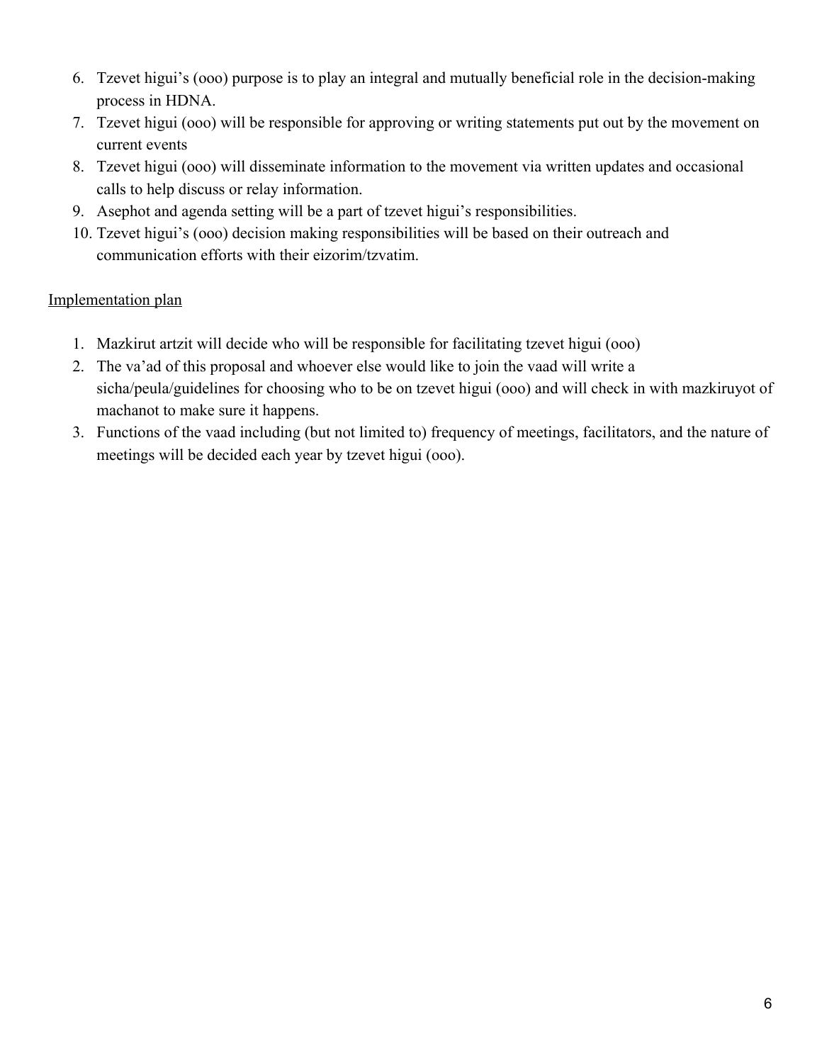6. Tzevet higui's (ooo) purpose is to play an integral and mutually beneficial role in the decision-making process in HDNA.
7. Tzevet higui (ooo) will be responsible for approving or writing statements put out by the movement on current events
8. Tzevet higui (ooo) will disseminate information to the movement via written updates and occasional calls to help discuss or relay information.
9. Asephot and agenda setting will be a part of tzevet higui's responsibilities.
10. Tzevet higui's (ooo) decision making responsibilities will be based on their outreach and communication efforts with their eizorim/tzvatim.

<u>Implementation plan</u>

1. Mazkirut artzit will decide who will be responsible for facilitating tzevet higui (ooo)
2. The va'ad of this proposal and whoever else would like to join the vaad will write a sicha/peula/guidelines for choosing who to be on tzevet higui (ooo) and will check in with mazkiruyot of machanot to make sure it happens.
3. Functions of the vaad including (but not limited to) frequency of meetings, facilitators, and the nature of meetings will be decided each year by tzevet higui (ooo).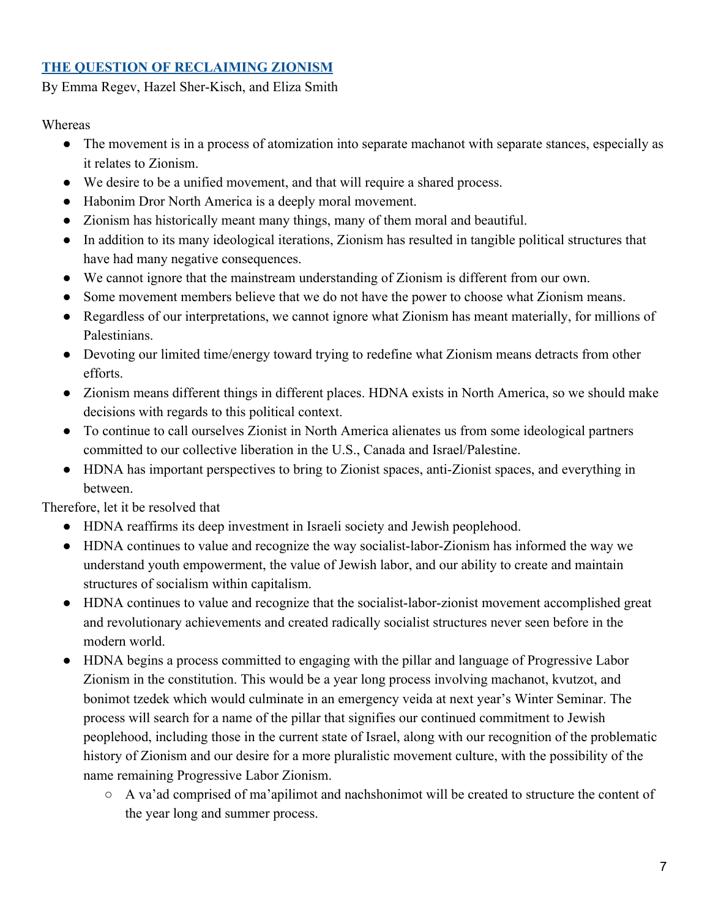## THE QUESTION OF RECLAIMING ZIONISM

By Emma Regev, Hazel Sher-Kisch, and Eliza Smith

Whereas

- The movement is in a process of atomization into separate machanot with separate stances, especially as it relates to Zionism.
- We desire to be a unified movement, and that will require a shared process.
- Habonim Dror North America is a deeply moral movement.
- Zionism has historically meant many things, many of them moral and beautiful.
- In addition to its many ideological iterations, Zionism has resulted in tangible political structures that have had many negative consequences.
- We cannot ignore that the mainstream understanding of Zionism is different from our own.
- Some movement members believe that we do not have the power to choose what Zionism means.
- Regardless of our interpretations, we cannot ignore what Zionism has meant materially, for millions of Palestinians.
- Devoting our limited time/energy toward trying to redefine what Zionism means detracts from other efforts.
- Zionism means different things in different places. HDNA exists in North America, so we should make decisions with regards to this political context.
- To continue to call ourselves Zionist in North America alienates us from some ideological partners committed to our collective liberation in the U.S., Canada and Israel/Palestine.
- HDNA has important perspectives to bring to Zionist spaces, anti-Zionist spaces, and everything in between.

Therefore, let it be resolved that

- HDNA reaffirms its deep investment in Israeli society and Jewish peoplehood.
- HDNA continues to value and recognize the way socialist-labor-Zionism has informed the way we understand youth empowerment, the value of Jewish labor, and our ability to create and maintain structures of socialism within capitalism.
- HDNA continues to value and recognize that the socialist-labor-zionist movement accomplished great and revolutionary achievements and created radically socialist structures never seen before in the modern world.
- HDNA begins a process committed to engaging with the pillar and language of Progressive Labor Zionism in the constitution. This would be a year long process involving machanot, kvutzot, and bonimot tzedek which would culminate in an emergency veida at next year's Winter Seminar. The process will search for a name of the pillar that signifies our continued commitment to Jewish peoplehood, including those in the current state of Israel, along with our recognition of the problematic history of Zionism and our desire for a more pluralistic movement culture, with the possibility of the name remaining Progressive Labor Zionism.
  - A va'ad comprised of ma'apilimot and nachshonimot will be created to structure the content of the year long and summer process.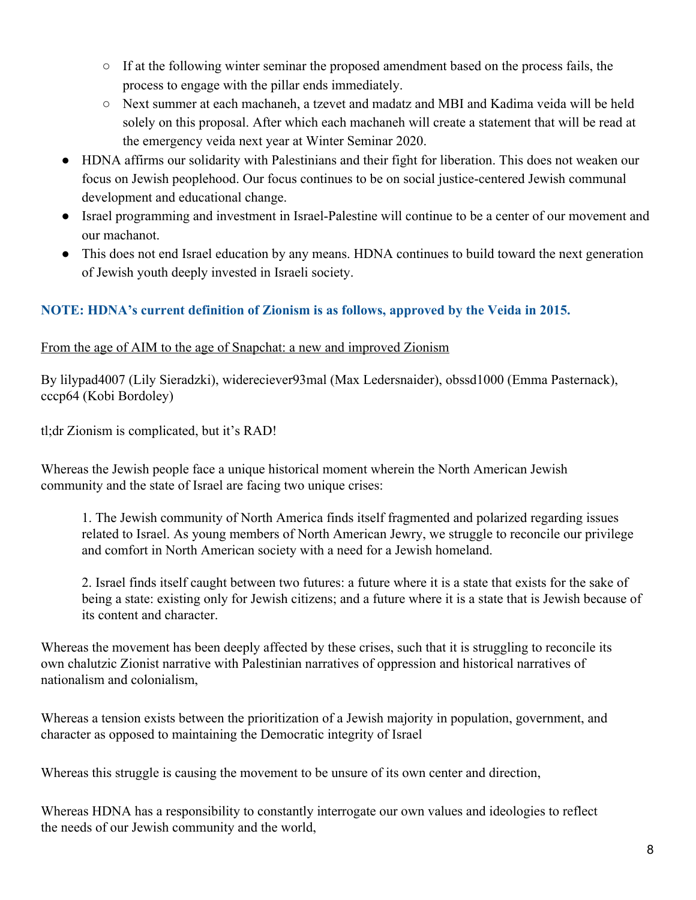- If at the following winter seminar the proposed amendment based on the process fails, the process to engage with the pillar ends immediately.
  - Next summer at each machaneh, a tzevet and madatz and MBI and Kadima veida will be held solely on this proposal. After which each machaneh will create a statement that will be read at the emergency veida next year at Winter Seminar 2020.
- HDNA affirms our solidarity with Palestinians and their fight for liberation. This does not weaken our focus on Jewish peoplehood. Our focus continues to be on social justice-centered Jewish communal development and educational change.
- Israel programming and investment in Israel-Palestine will continue to be a center of our movement and our machanot.
- This does not end Israel education by any means. HDNA continues to build toward the next generation of Jewish youth deeply invested in Israeli society.

**NOTE: HDNA's current definition of Zionism is as follows, approved by the Veida in 2015.**

<u>From the age of AIM to the age of Snapchat: a new and improved Zionism</u>

By lilypad4007 (Lily Sieradzki), widereciever93mal (Max Ledersnaider), obssd1000 (Emma Pasternack), cccp64 (Kobi Bordoley)

tl;dr Zionism is complicated, but it's RAD!

Whereas the Jewish people face a unique historical moment wherein the North American Jewish community and the state of Israel are facing two unique crises:

> 1. The Jewish community of North America finds itself fragmented and polarized regarding issues related to Israel. As young members of North American Jewry, we struggle to reconcile our privilege and comfort in North American society with a need for a Jewish homeland.
>
> 2. Israel finds itself caught between two futures: a future where it is a state that exists for the sake of being a state: existing only for Jewish citizens; and a future where it is a state that is Jewish because of its content and character.

Whereas the movement has been deeply affected by these crises, such that it is struggling to reconcile its own chalutzic Zionist narrative with Palestinian narratives of oppression and historical narratives of nationalism and colonialism,

Whereas a tension exists between the prioritization of a Jewish majority in population, government, and character as opposed to maintaining the Democratic integrity of Israel

Whereas this struggle is causing the movement to be unsure of its own center and direction,

Whereas HDNA has a responsibility to constantly interrogate our own values and ideologies to reflect the needs of our Jewish community and the world,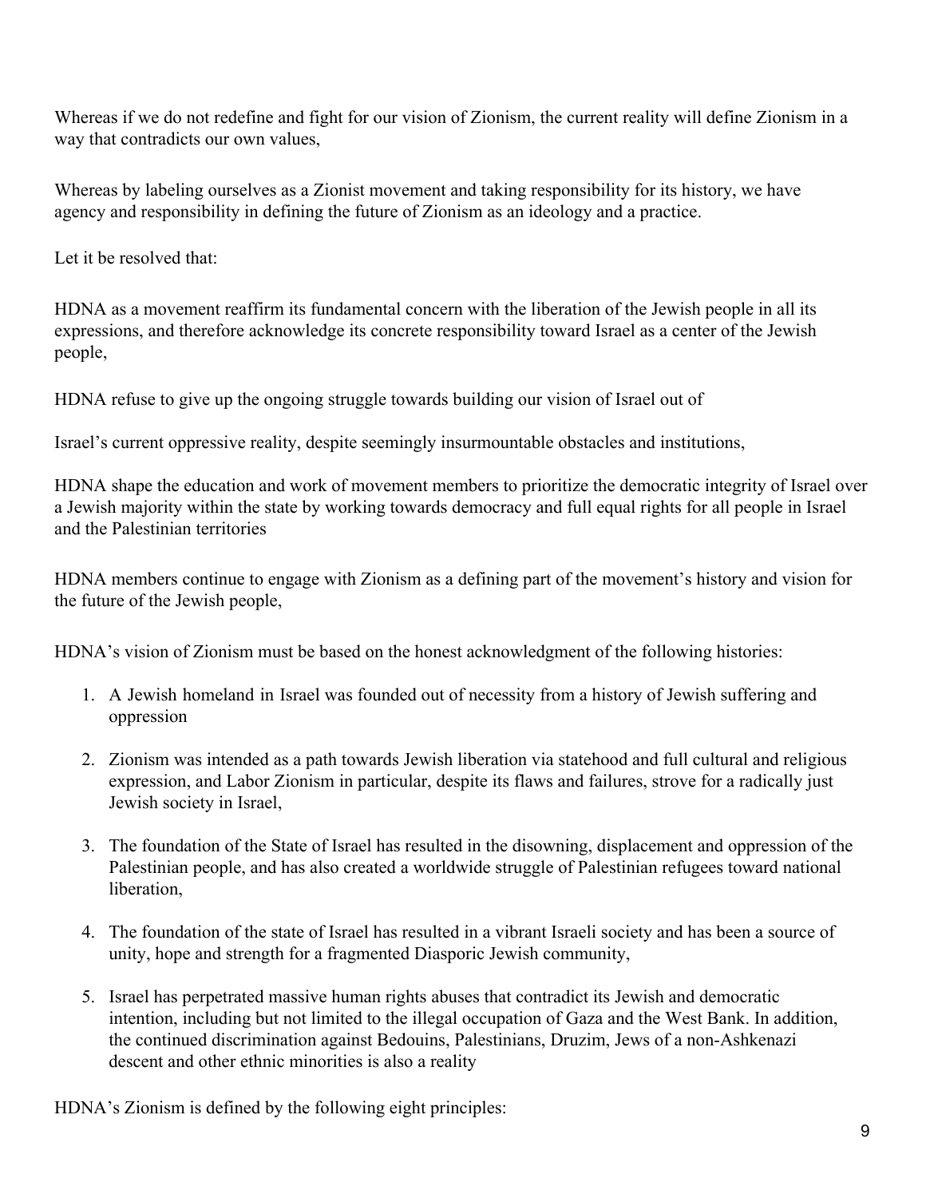Whereas if we do not redefine and fight for our vision of Zionism, the current reality will define Zionism in a way that contradicts our own values,

Whereas by labeling ourselves as a Zionist movement and taking responsibility for its history, we have agency and responsibility in defining the future of Zionism as an ideology and a practice.

Let it be resolved that:

HDNA as a movement reaffirm its fundamental concern with the liberation of the Jewish people in all its expressions, and therefore acknowledge its concrete responsibility toward Israel as a center of the Jewish people,

HDNA refuse to give up the ongoing struggle towards building our vision of Israel out of

Israel's current oppressive reality, despite seemingly insurmountable obstacles and institutions,

HDNA shape the education and work of movement members to prioritize the democratic integrity of Israel over a Jewish majority within the state by working towards democracy and full equal rights for all people in Israel and the Palestinian territories

HDNA members continue to engage with Zionism as a defining part of the movement's history and vision for the future of the Jewish people,

HDNA's vision of Zionism must be based on the honest acknowledgment of the following histories:

1. A Jewish homeland in Israel was founded out of necessity from a history of Jewish suffering and oppression
2. Zionism was intended as a path towards Jewish liberation via statehood and full cultural and religious expression, and Labor Zionism in particular, despite its flaws and failures, strove for a radically just Jewish society in Israel,
3. The foundation of the State of Israel has resulted in the disowning, displacement and oppression of the Palestinian people, and has also created a worldwide struggle of Palestinian refugees toward national liberation,
4. The foundation of the state of Israel has resulted in a vibrant Israeli society and has been a source of unity, hope and strength for a fragmented Diasporic Jewish community,
5. Israel has perpetrated massive human rights abuses that contradict its Jewish and democratic intention, including but not limited to the illegal occupation of Gaza and the West Bank. In addition, the continued discrimination against Bedouins, Palestinians, Druzim, Jews of a non-Ashkenazi descent and other ethnic minorities is also a reality

HDNA's Zionism is defined by the following eight principles: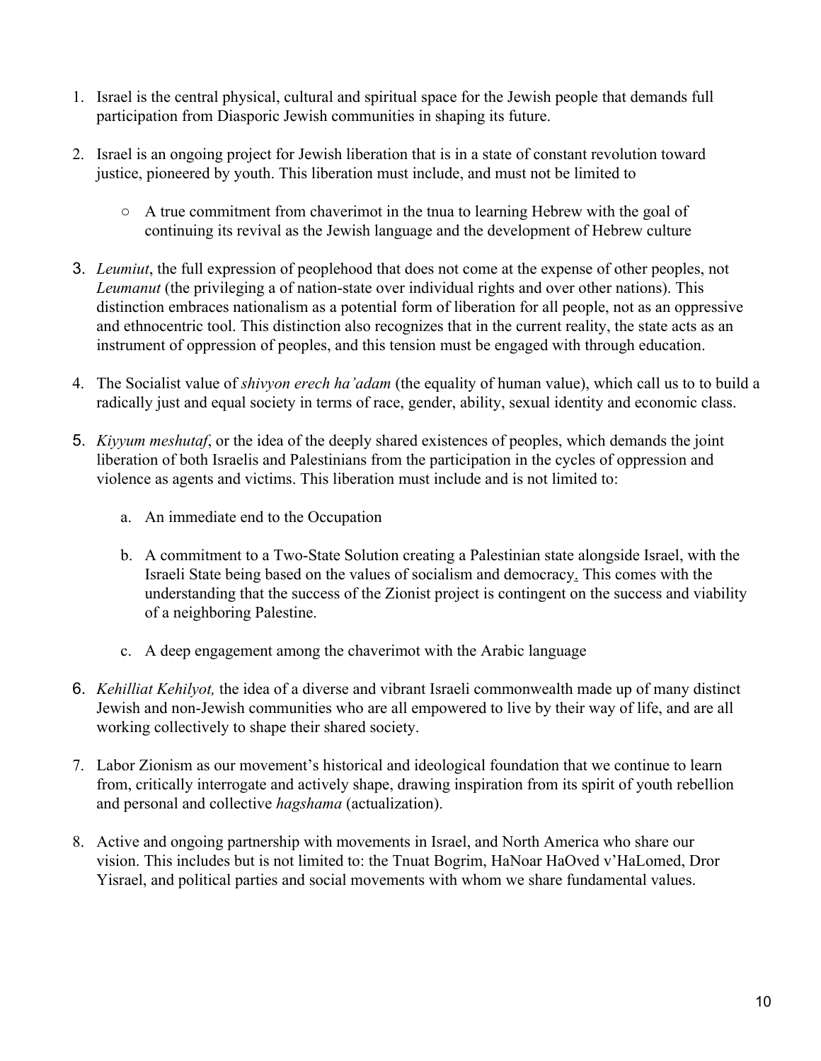1. Israel is the central physical, cultural and spiritual space for the Jewish people that demands full participation from Diasporic Jewish communities in shaping its future.

2. Israel is an ongoing project for Jewish liberation that is in a state of constant revolution toward justice, pioneered by youth. This liberation must include, and must not be limited to

   - A true commitment from chaverimot in the tnua to learning Hebrew with the goal of continuing its revival as the Jewish language and the development of Hebrew culture

3. *Leumiut*, the full expression of peoplehood that does not come at the expense of other peoples, not *Leumanut* (the privileging a of nation-state over individual rights and over other nations). This distinction embraces nationalism as a potential form of liberation for all people, not as an oppressive and ethnocentric tool. This distinction also recognizes that in the current reality, the state acts as an instrument of oppression of peoples, and this tension must be engaged with through education.

4. The Socialist value of *shivyon erech ha'adam* (the equality of human value), which call us to to build a radically just and equal society in terms of race, gender, ability, sexual identity and economic class.

5. *Kiyyum meshutaf*, or the idea of the deeply shared existences of peoples, which demands the joint liberation of both Israelis and Palestinians from the participation in the cycles of oppression and violence as agents and victims. This liberation must include and is not limited to:

   a. An immediate end to the Occupation

   b. A commitment to a Two-State Solution creating a Palestinian state alongside Israel, with the Israeli State being based on the values of socialism and democracy. This comes with the understanding that the success of the Zionist project is contingent on the success and viability of a neighboring Palestine.

   c. A deep engagement among the chaverimot with the Arabic language

6. *Kehilliat Kehilyot,* the idea of a diverse and vibrant Israeli commonwealth made up of many distinct Jewish and non-Jewish communities who are all empowered to live by their way of life, and are all working collectively to shape their shared society.

7. Labor Zionism as our movement's historical and ideological foundation that we continue to learn from, critically interrogate and actively shape, drawing inspiration from its spirit of youth rebellion and personal and collective *hagshama* (actualization).

8. Active and ongoing partnership with movements in Israel, and North America who share our vision. This includes but is not limited to: the Tnuat Bogrim, HaNoar HaOved v'HaLomed, Dror Yisrael, and political parties and social movements with whom we share fundamental values.